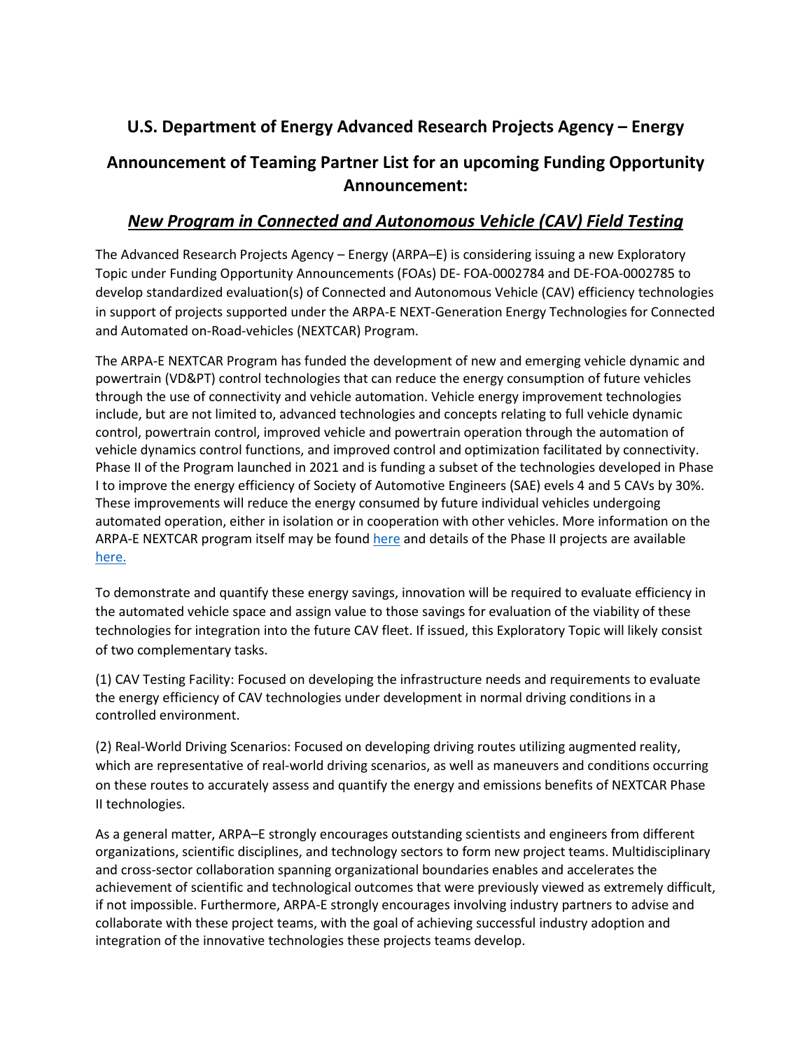## U.S. Department of Energy Advanced Research Projects Agency – Energy

## Announcement of Teaming Partner List for an upcoming Funding Opportunity Announcement:

## ***New Program in Connected and Autonomous Vehicle (CAV) Field Testing***

The Advanced Research Projects Agency – Energy (ARPA–E) is considering issuing a new Exploratory Topic under Funding Opportunity Announcements (FOAs) DE- FOA-0002784 and DE-FOA-0002785 to develop standardized evaluation(s) of Connected and Autonomous Vehicle (CAV) efficiency technologies in support of projects supported under the ARPA-E NEXT-Generation Energy Technologies for Connected and Automated on-Road-vehicles (NEXTCAR) Program.

The ARPA-E NEXTCAR Program has funded the development of new and emerging vehicle dynamic and powertrain (VD&PT) control technologies that can reduce the energy consumption of future vehicles through the use of connectivity and vehicle automation. Vehicle energy improvement technologies include, but are not limited to, advanced technologies and concepts relating to full vehicle dynamic control, powertrain control, improved vehicle and powertrain operation through the automation of vehicle dynamics control functions, and improved control and optimization facilitated by connectivity. Phase II of the Program launched in 2021 and is funding a subset of the technologies developed in Phase I to improve the energy efficiency of Society of Automotive Engineers (SAE) evels 4 and 5 CAVs by 30%. These improvements will reduce the energy consumed by future individual vehicles undergoing automated operation, either in isolation or in cooperation with other vehicles. More information on the ARPA-E NEXTCAR program itself may be found [here] and details of the Phase II projects are available [here.]

To demonstrate and quantify these energy savings, innovation will be required to evaluate efficiency in the automated vehicle space and assign value to those savings for evaluation of the viability of these technologies for integration into the future CAV fleet. If issued, this Exploratory Topic will likely consist of two complementary tasks.

(1) CAV Testing Facility: Focused on developing the infrastructure needs and requirements to evaluate the energy efficiency of CAV technologies under development in normal driving conditions in a controlled environment.

(2) Real-World Driving Scenarios: Focused on developing driving routes utilizing augmented reality, which are representative of real-world driving scenarios, as well as maneuvers and conditions occurring on these routes to accurately assess and quantify the energy and emissions benefits of NEXTCAR Phase II technologies.

As a general matter, ARPA–E strongly encourages outstanding scientists and engineers from different organizations, scientific disciplines, and technology sectors to form new project teams. Multidisciplinary and cross-sector collaboration spanning organizational boundaries enables and accelerates the achievement of scientific and technological outcomes that were previously viewed as extremely difficult, if not impossible. Furthermore, ARPA-E strongly encourages involving industry partners to advise and collaborate with these project teams, with the goal of achieving successful industry adoption and integration of the innovative technologies these projects teams develop.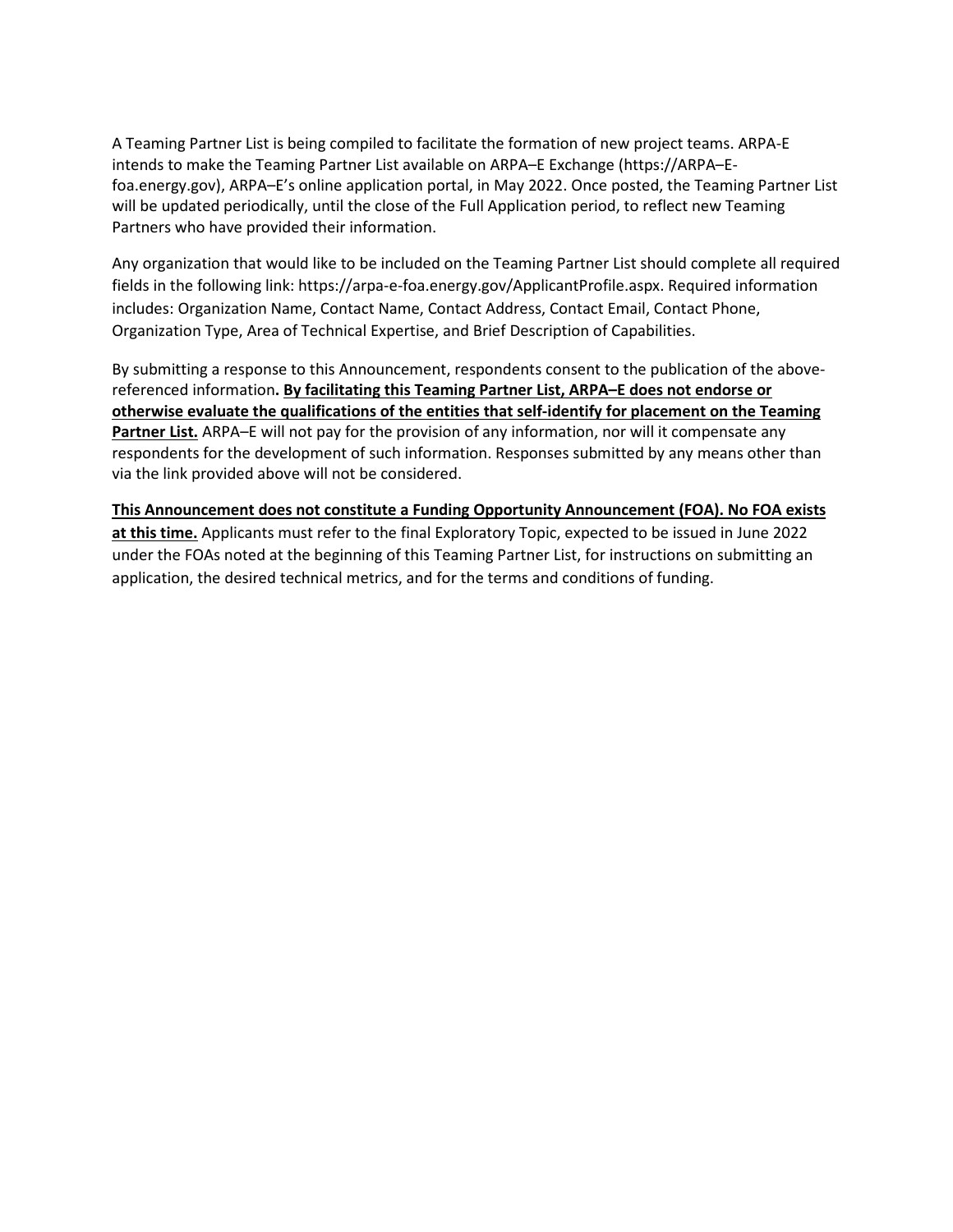A Teaming Partner List is being compiled to facilitate the formation of new project teams. ARPA-E intends to make the Teaming Partner List available on ARPA–E Exchange (https://ARPA–E-foa.energy.gov), ARPA–E's online application portal, in May 2022. Once posted, the Teaming Partner List will be updated periodically, until the close of the Full Application period, to reflect new Teaming Partners who have provided their information.

Any organization that would like to be included on the Teaming Partner List should complete all required fields in the following link: https://arpa-e-foa.energy.gov/ApplicantProfile.aspx. Required information includes: Organization Name, Contact Name, Contact Address, Contact Email, Contact Phone, Organization Type, Area of Technical Expertise, and Brief Description of Capabilities.

By submitting a response to this Announcement, respondents consent to the publication of the above-referenced information**. By facilitating this Teaming Partner List, ARPA–E does not endorse or otherwise evaluate the qualifications of the entities that self-identify for placement on the Teaming Partner List.** ARPA–E will not pay for the provision of any information, nor will it compensate any respondents for the development of such information. Responses submitted by any means other than via the link provided above will not be considered.

**This Announcement does not constitute a Funding Opportunity Announcement (FOA). No FOA exists at this time.** Applicants must refer to the final Exploratory Topic, expected to be issued in June 2022 under the FOAs noted at the beginning of this Teaming Partner List, for instructions on submitting an application, the desired technical metrics, and for the terms and conditions of funding.